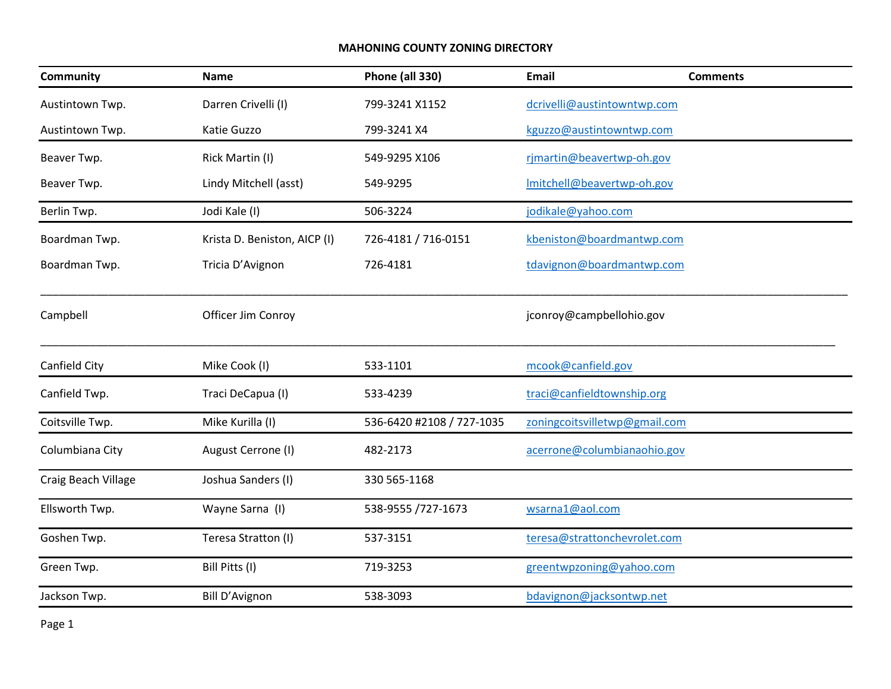# MAHONING COUNTY ZONING DIRECTORY

| Community | Name | Phone (all 330) | Email | Comments |
|---|---|---|---|---|
| Austintown Twp. | Darren Crivelli (I) | 799-3241 X1152 | dcrivelli@austintowntwp.com | |
| Austintown Twp. | Katie Guzzo | 799-3241 X4 | kguzzo@austintowntwp.com | |
| Beaver Twp. | Rick Martin (I) | 549-9295 X106 | rjmartin@beavertwp-oh.gov | |
| Beaver Twp. | Lindy Mitchell (asst) | 549-9295 | lmitchell@beavertwp-oh.gov | |
| Berlin Twp. | Jodi Kale (I) | 506-3224 | jodikale@yahoo.com | |
| Boardman Twp. | Krista D. Beniston, AICP (I) | 726-4181 / 716-0151 | kbeniston@boardmantwp.com | |
| Boardman Twp. | Tricia D'Avignon | 726-4181 | tdavignon@boardmantwp.com | |
| Campbell | Officer Jim Conroy | | jconroy@campbellohio.gov | |
| Canfield City | Mike Cook (I) | 533-1101 | mcook@canfield.gov | |
| Canfield Twp. | Traci DeCapua (I) | 533-4239 | traci@canfieldtownship.org | |
| Coitsville Twp. | Mike Kurilla (I) | 536-6420 #2108 / 727-1035 | zoningcoitsvilletwp@gmail.com | |
| Columbiana City | August Cerrone (I) | 482-2173 | acerrone@columbianaohio.gov | |
| Craig Beach Village | Joshua Sanders (I) | 330 565-1168 | | |
| Ellsworth Twp. | Wayne Sarna (I) | 538-9555 /727-1673 | wsarna1@aol.com | |
| Goshen Twp. | Teresa Stratton (I) | 537-3151 | teresa@strattonchevrolet.com | |
| Green Twp. | Bill Pitts (I) | 719-3253 | greentwpzoning@yahoo.com | |
| Jackson Twp. | Bill D'Avignon | 538-3093 | bdavignon@jacksontwp.net | |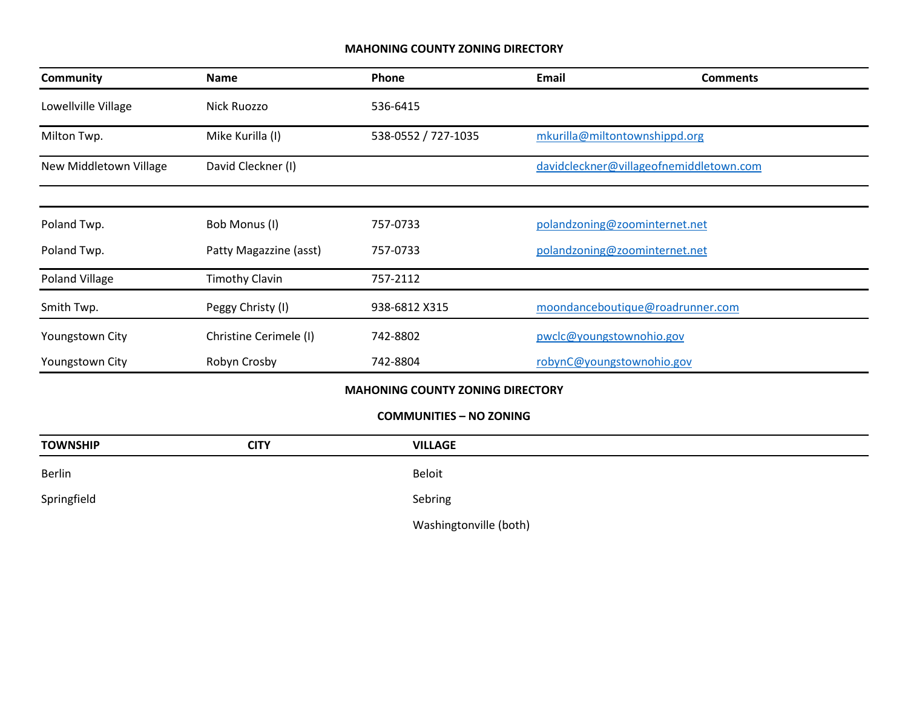**MAHONING COUNTY ZONING DIRECTORY**

| Community | Name | Phone | Email | Comments |
|---|---|---|---|---|
| Lowellville Village | Nick Ruozzo | 536-6415 | | |
| Milton Twp. | Mike Kurilla (I) | 538-0552 / 727-1035 | mkurilla@miltontownshippd.org | |
| New Middletown Village | David Cleckner (I) | | davidcleckner@villageofnemiddletown.com | |
| | | | | |
| Poland Twp. | Bob Monus (I) | 757-0733 | polandzoning@zoominternet.net | |
| Poland Twp. | Patty Magazzine (asst) | 757-0733 | polandzoning@zoominternet.net | |
| Poland Village | Timothy Clavin | 757-2112 | | |
| Smith Twp. | Peggy Christy (I) | 938-6812 X315 | moondanceboutique@roadrunner.com | |
| Youngstown City | Christine Cerimele (I) | 742-8802 | pwclc@youngstownohio.gov | |
| Youngstown City | Robyn Crosby | 742-8804 | robynC@youngstownohio.gov | |

**MAHONING COUNTY ZONING DIRECTORY**

**COMMUNITIES – NO ZONING**

| TOWNSHIP | CITY | VILLAGE |
|---|---|---|
| Berlin | | Beloit |
| Springfield | | Sebring |
| | | Washingtonville (both) |